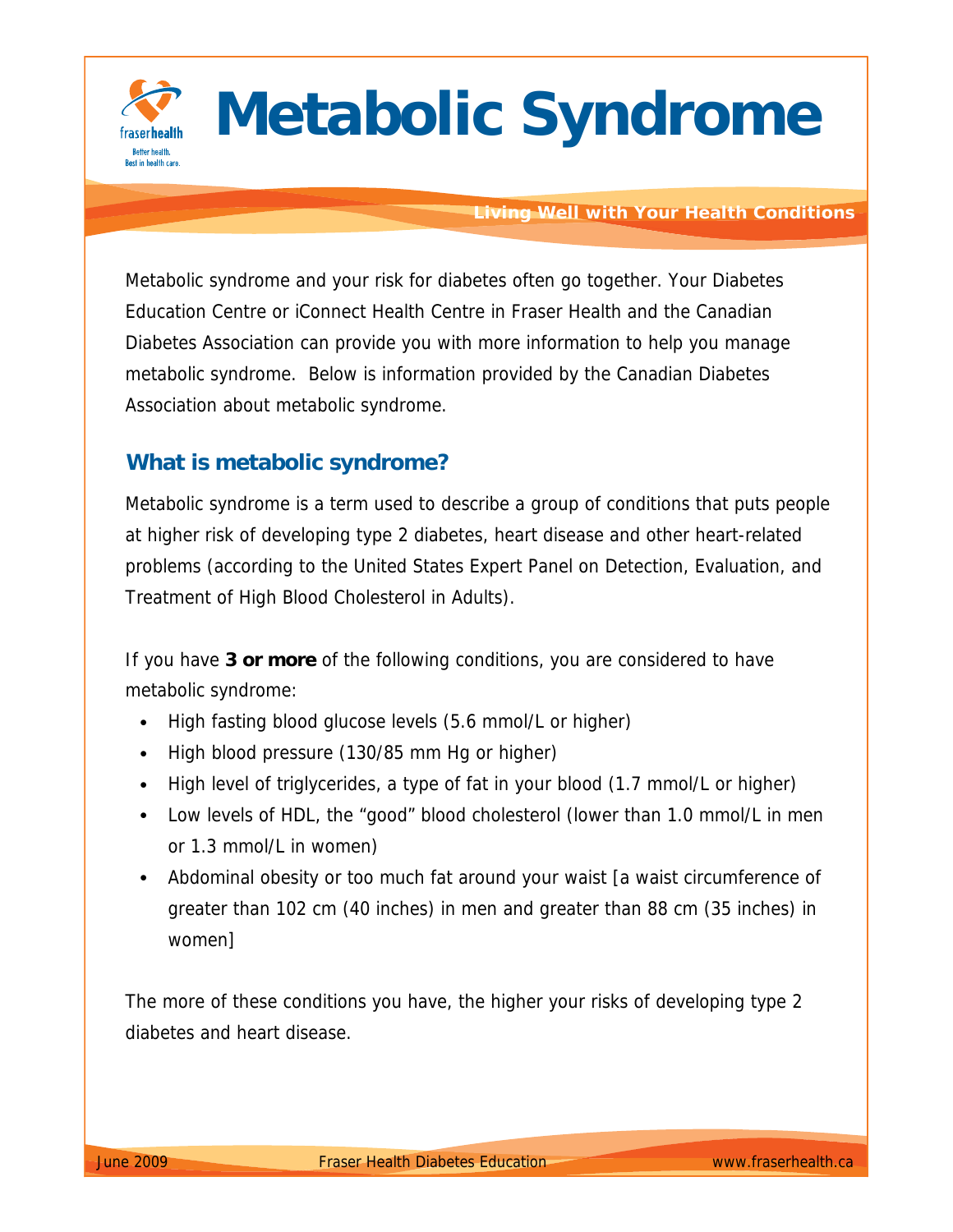# Metabolic Syndrome

**Living Well with Your Health Conditions**

Metabolic syndrome and your risk for diabetes often go together. Your Diabetes Education Centre or iConnect Health Centre in Fraser Health and the Canadian Diabetes Association can provide you with more information to help you manage metabolic syndrome. Below is information provided by the Canadian Diabetes Association about metabolic syndrome.

## What is metabolic syndrome?

Metabolic syndrome is a term used to describe a group of conditions that puts people at higher risk of developing type 2 diabetes, heart disease and other heart-related problems (according to the United States Expert Panel on Detection, Evaluation, and Treatment of High Blood Cholesterol in Adults).

If you have **3 or more** of the following conditions, you are considered to have metabolic syndrome:

- High fasting blood glucose levels (5.6 mmol/L or higher)
- High blood pressure (130/85 mm Hg or higher)
- High level of triglycerides, a type of fat in your blood (1.7 mmol/L or higher)
- Low levels of HDL, the "good" blood cholesterol (lower than 1.0 mmol/L in men or 1.3 mmol/L in women)
- Abdominal obesity or too much fat around your waist [a waist circumference of greater than 102 cm (40 inches) in men and greater than 88 cm (35 inches) in women]

The more of these conditions you have, the higher your risks of developing type 2 diabetes and heart disease.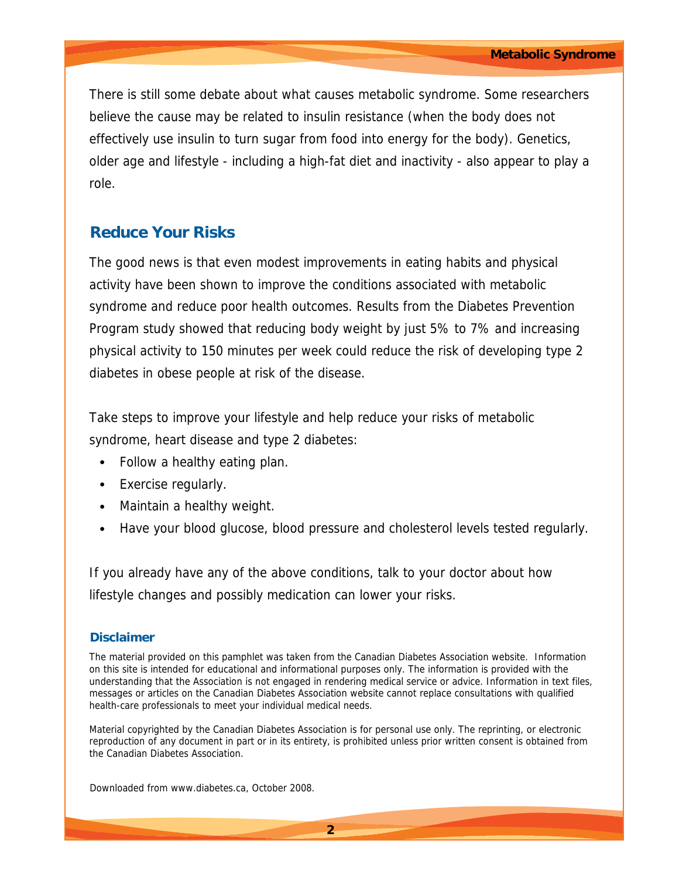There is still some debate about what causes metabolic syndrome. Some researchers believe the cause may be related to insulin resistance (when the body does not effectively use insulin to turn sugar from food into energy for the body). Genetics, older age and lifestyle - including a high-fat diet and inactivity - also appear to play a role.

## Reduce Your Risks

The good news is that even modest improvements in eating habits and physical activity have been shown to improve the conditions associated with metabolic syndrome and reduce poor health outcomes. Results from the Diabetes Prevention Program study showed that reducing body weight by just 5% to 7% and increasing physical activity to 150 minutes per week could reduce the risk of developing type 2 diabetes in obese people at risk of the disease.

Take steps to improve your lifestyle and help reduce your risks of metabolic syndrome, heart disease and type 2 diabetes:

- Follow a healthy eating plan.
- Exercise regularly.
- Maintain a healthy weight.
- Have your blood glucose, blood pressure and cholesterol levels tested regularly.

If you already have any of the above conditions, talk to your doctor about how lifestyle changes and possibly medication can lower your risks.

### Disclaimer

The material provided on this pamphlet was taken from the Canadian Diabetes Association website. Information on this site is intended for educational and informational purposes only. The information is provided with the understanding that the Association is not engaged in rendering medical service or advice. Information in text files, messages or articles on the Canadian Diabetes Association website cannot replace consultations with qualified health-care professionals to meet your individual medical needs.

Material copyrighted by the Canadian Diabetes Association is for personal use only. The reprinting, or electronic reproduction of any document in part or in its entirety, is prohibited unless prior written consent is obtained from the Canadian Diabetes Association.

Downloaded from www.diabetes.ca, October 2008.